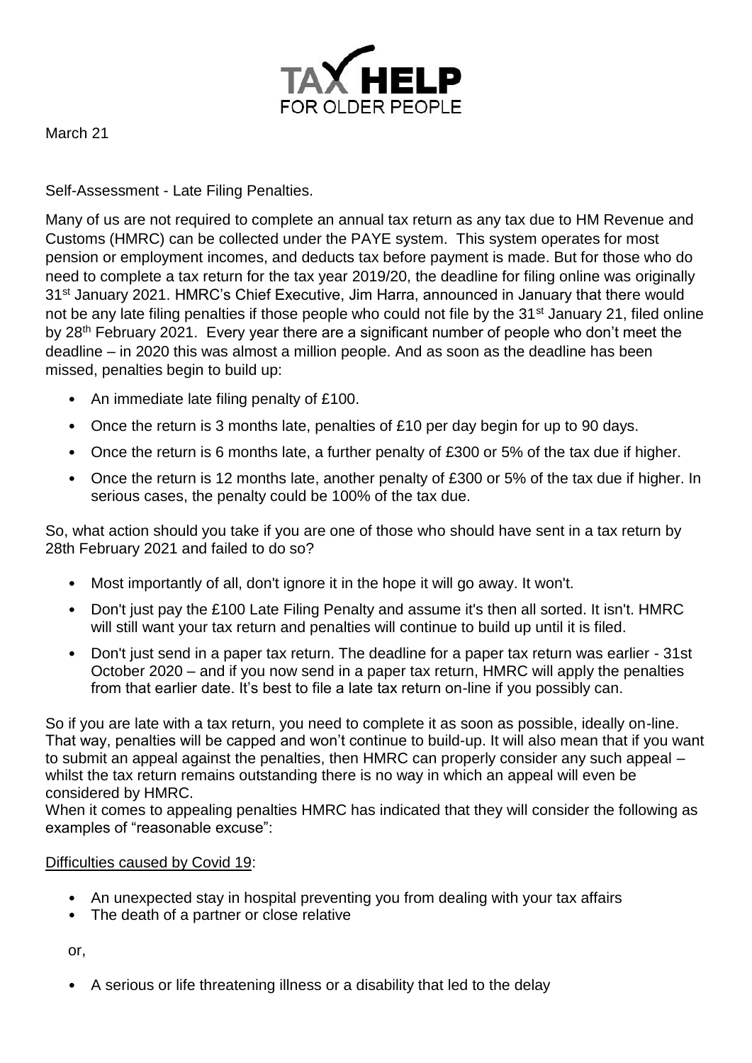TAX HELP FOR OLDER PEOPLE

March 21

Self-Assessment - Late Filing Penalties.

Many of us are not required to complete an annual tax return as any tax due to HM Revenue and Customs (HMRC) can be collected under the PAYE system. This system operates for most pension or employment incomes, and deducts tax before payment is made. But for those who do need to complete a tax return for the tax year 2019/20, the deadline for filing online was originally 31st January 2021. HMRC's Chief Executive, Jim Harra, announced in January that there would not be any late filing penalties if those people who could not file by the 31st January 21, filed online by 28th February 2021. Every year there are a significant number of people who don't meet the deadline – in 2020 this was almost a million people. And as soon as the deadline has been missed, penalties begin to build up:

- An immediate late filing penalty of £100.
- Once the return is 3 months late, penalties of £10 per day begin for up to 90 days.
- Once the return is 6 months late, a further penalty of £300 or 5% of the tax due if higher.
- Once the return is 12 months late, another penalty of £300 or 5% of the tax due if higher. In serious cases, the penalty could be 100% of the tax due.

So, what action should you take if you are one of those who should have sent in a tax return by 28th February 2021 and failed to do so?

- Most importantly of all, don't ignore it in the hope it will go away. It won't.
- Don't just pay the £100 Late Filing Penalty and assume it's then all sorted. It isn't. HMRC will still want your tax return and penalties will continue to build up until it is filed.
- Don't just send in a paper tax return. The deadline for a paper tax return was earlier - 31st October 2020 – and if you now send in a paper tax return, HMRC will apply the penalties from that earlier date. It's best to file a late tax return on-line if you possibly can.

So if you are late with a tax return, you need to complete it as soon as possible, ideally on-line. That way, penalties will be capped and won't continue to build-up. It will also mean that if you want to submit an appeal against the penalties, then HMRC can properly consider any such appeal – whilst the tax return remains outstanding there is no way in which an appeal will even be considered by HMRC.

When it comes to appealing penalties HMRC has indicated that they will consider the following as examples of "reasonable excuse":

Difficulties caused by Covid 19:

- An unexpected stay in hospital preventing you from dealing with your tax affairs
- The death of a partner or close relative

or,

- A serious or life threatening illness or a disability that led to the delay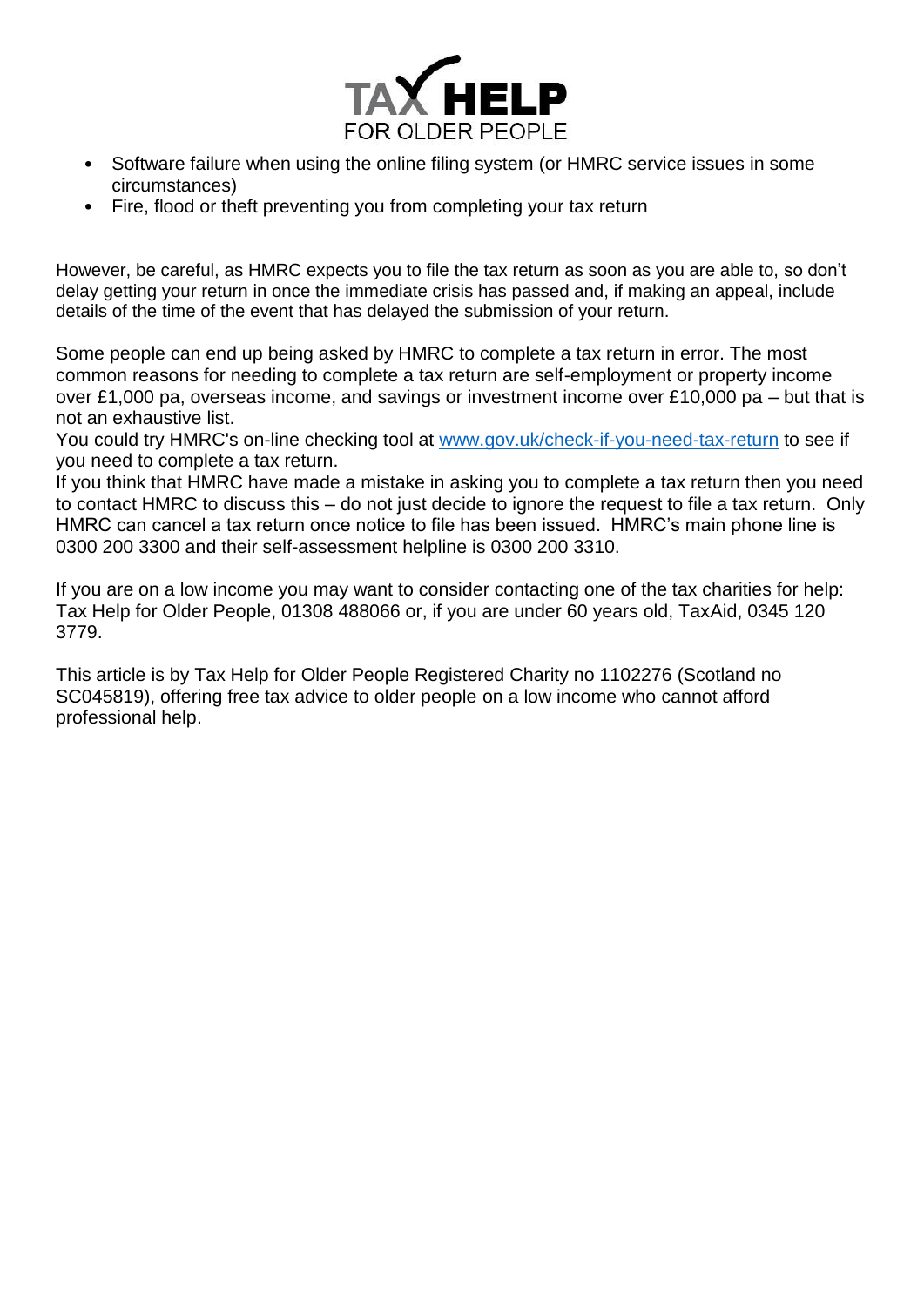- Software failure when using the online filing system (or HMRC service issues in some circumstances)
- Fire, flood or theft preventing you from completing your tax return

However, be careful, as HMRC expects you to file the tax return as soon as you are able to, so don't delay getting your return in once the immediate crisis has passed and, if making an appeal, include details of the time of the event that has delayed the submission of your return.

Some people can end up being asked by HMRC to complete a tax return in error. The most common reasons for needing to complete a tax return are self-employment or property income over £1,000 pa, overseas income, and savings or investment income over £10,000 pa – but that is not an exhaustive list.
You could try HMRC's on-line checking tool at [www.gov.uk/check-if-you-need-tax-return](http://www.gov.uk/check-if-you-need-tax-return) to see if you need to complete a tax return.
If you think that HMRC have made a mistake in asking you to complete a tax return then you need to contact HMRC to discuss this – do not just decide to ignore the request to file a tax return. Only HMRC can cancel a tax return once notice to file has been issued. HMRC's main phone line is 0300 200 3300 and their self-assessment helpline is 0300 200 3310.

If you are on a low income you may want to consider contacting one of the tax charities for help: Tax Help for Older People, 01308 488066 or, if you are under 60 years old, TaxAid, 0345 120 3779.

This article is by Tax Help for Older People Registered Charity no 1102276 (Scotland no SC045819), offering free tax advice to older people on a low income who cannot afford professional help.